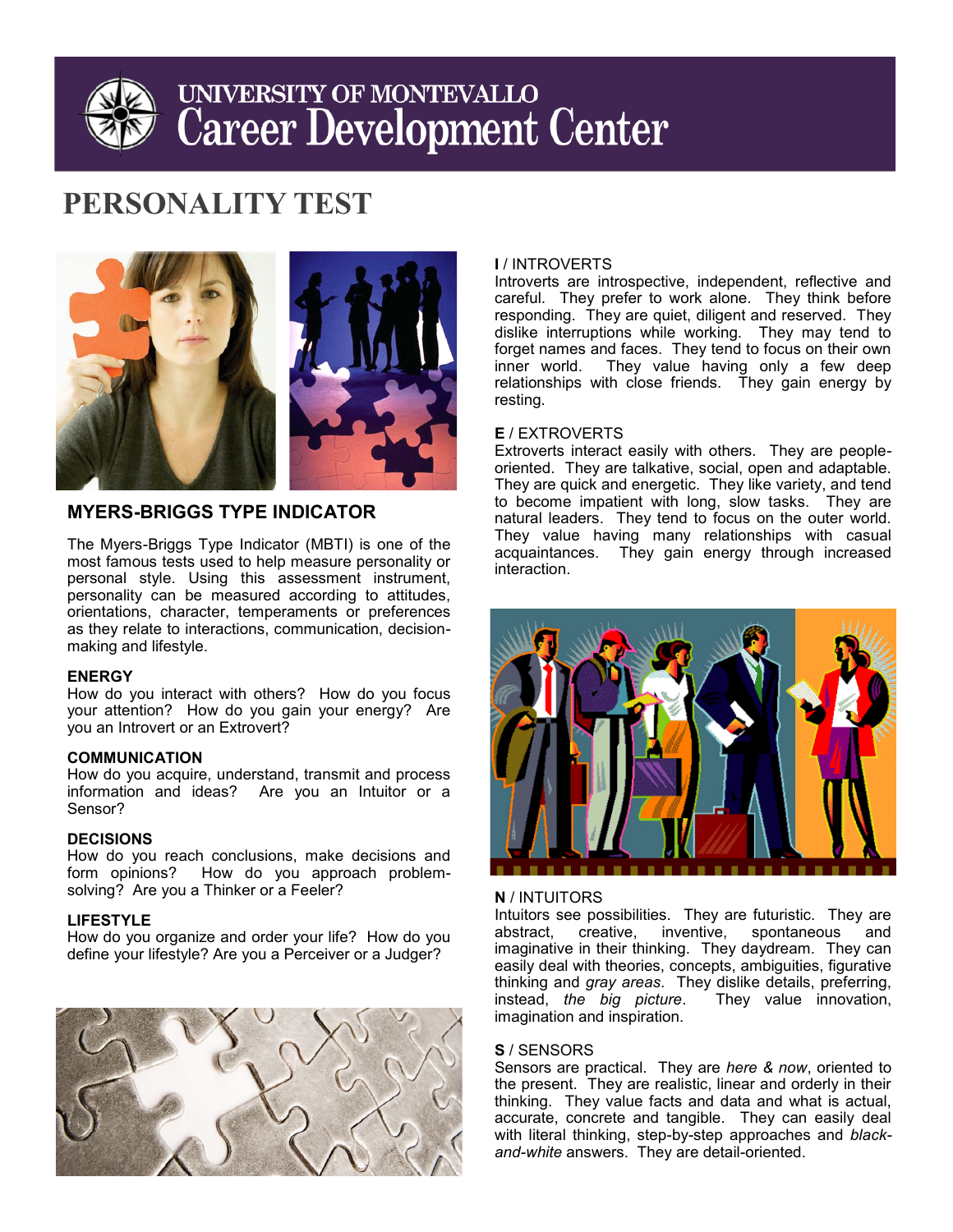# UNIVERSITY OF MONTEVALLO
# Career Development Center

## PERSONALITY TEST

### MYERS-BRIGGS TYPE INDICATOR

The Myers-Briggs Type Indicator (MBTI) is one of the most famous tests used to help measure personality or personal style. Using this assessment instrument, personality can be measured according to attitudes, orientations, character, temperaments or preferences as they relate to interactions, communication, decision-making and lifestyle.

**ENERGY**
How do you interact with others? How do you focus your attention? How do you gain your energy? Are you an Introvert or an Extrovert?

**COMMUNICATION**
How do you acquire, understand, transmit and process information and ideas? Are you an Intuitor or a Sensor?

**DECISIONS**
How do you reach conclusions, make decisions and form opinions? How do you approach problem-solving? Are you a Thinker or a Feeler?

**LIFESTYLE**
How do you organize and order your life? How do you define your lifestyle? Are you a Perceiver or a Judger?

**I** / INTROVERTS
Introverts are introspective, independent, reflective and careful. They prefer to work alone. They think before responding. They are quiet, diligent and reserved. They dislike interruptions while working. They may tend to forget names and faces. They tend to focus on their own inner world. They value having only a few deep relationships with close friends. They gain energy by resting.

**E** / EXTROVERTS
Extroverts interact easily with others. They are people-oriented. They are talkative, social, open and adaptable. They are quick and energetic. They like variety, and tend to become impatient with long, slow tasks. They are natural leaders. They tend to focus on the outer world. They value having many relationships with casual acquaintances. They gain energy through increased interaction.

**N** / INTUITORS
Intuitors see possibilities. They are futuristic. They are abstract, creative, inventive, spontaneous and imaginative in their thinking. They daydream. They can easily deal with theories, concepts, ambiguities, figurative thinking and *gray areas*. They dislike details, preferring, instead, *the big picture*. They value innovation, imagination and inspiration.

**S** / SENSORS
Sensors are practical. They are *here & now*, oriented to the present. They are realistic, linear and orderly in their thinking. They value facts and data and what is actual, accurate, concrete and tangible. They can easily deal with literal thinking, step-by-step approaches and *black-and-white* answers. They are detail-oriented.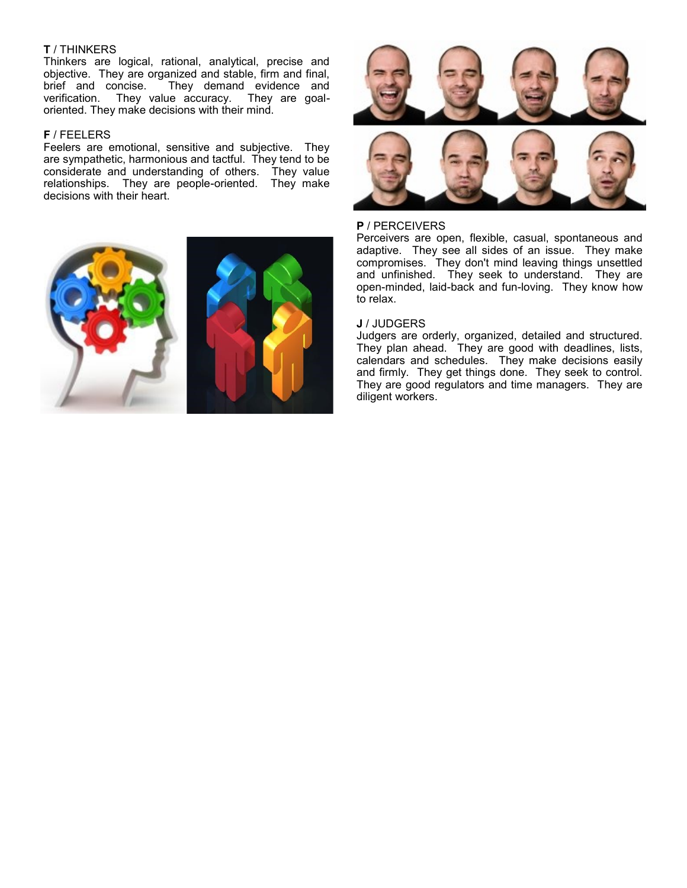**T** / THINKERS

Thinkers are logical, rational, analytical, precise and objective. They are organized and stable, firm and final, brief and concise. They demand evidence and verification. They value accuracy. They are goal-oriented. They make decisions with their mind.

**F** / FEELERS

Feelers are emotional, sensitive and subjective. They are sympathetic, harmonious and tactful. They tend to be considerate and understanding of others. They value relationships. They are people-oriented. They make decisions with their heart.

**P** / PERCEIVERS

Perceivers are open, flexible, casual, spontaneous and adaptive. They see all sides of an issue. They make compromises. They don't mind leaving things unsettled and unfinished. They seek to understand. They are open-minded, laid-back and fun-loving. They know how to relax.

**J** / JUDGERS

Judgers are orderly, organized, detailed and structured. They plan ahead. They are good with deadlines, lists, calendars and schedules. They make decisions easily and firmly. They get things done. They seek to control. They are good regulators and time managers. They are diligent workers.